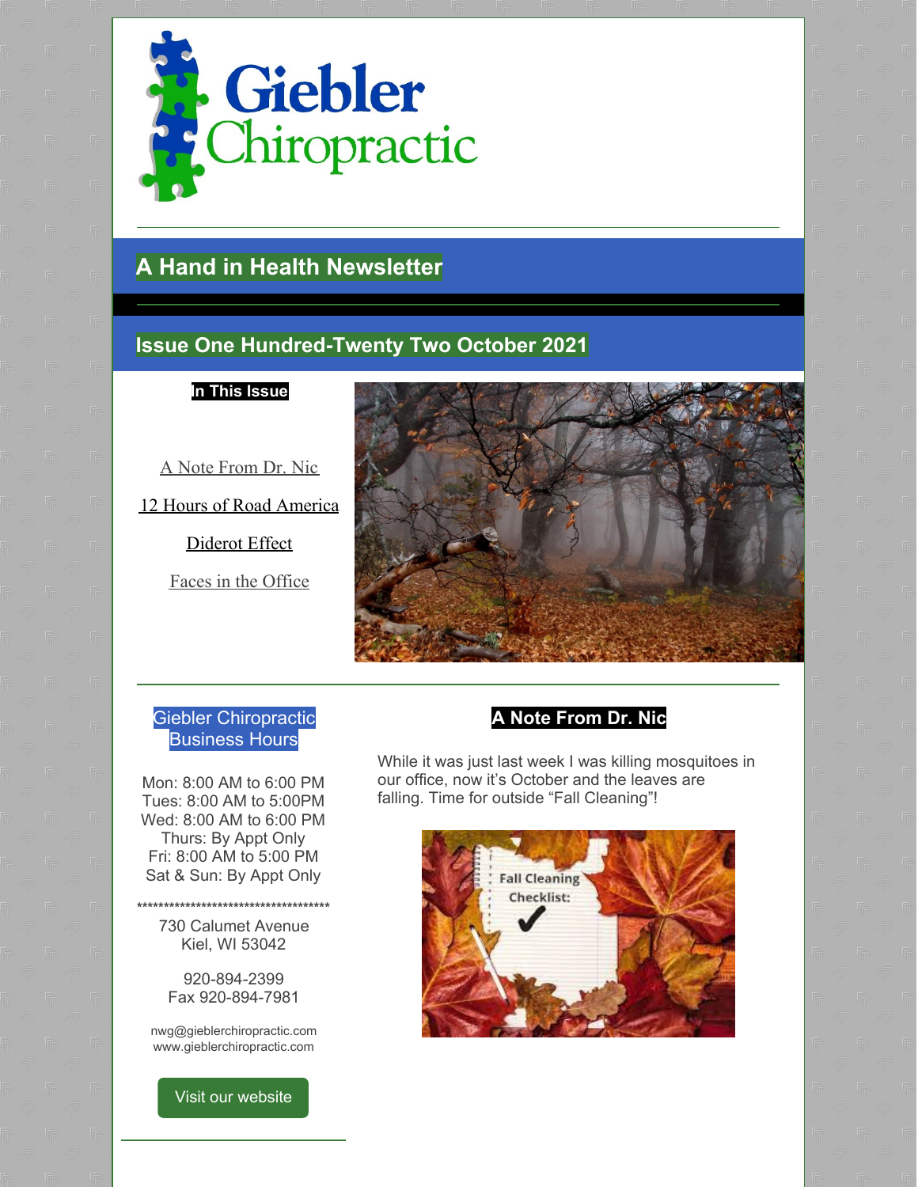# A Hand in Health Newsletter

## Issue One Hundred-Twenty Two October 2021

**In This Issue**

A Note From Dr. Nic

12 Hours of Road America

Diderot Effect

Faces in the Office

**Giebler Chiropractic Business Hours**

Mon: 8:00 AM to 6:00 PM
Tues: 8:00 AM to 5:00PM
Wed: 8:00 AM to 6:00 PM
Thurs: By Appt Only
Fri: 8:00 AM to 5:00 PM
Sat & Sun: By Appt Only

**************************************

730 Calumet Avenue
Kiel, WI 53042

920-894-2399
Fax 920-894-7981

nwg@gieblerchiropractic.com
www.gieblerchiropractic.com

Visit our website

## A Note From Dr. Nic

While it was just last week I was killing mosquitoes in our office, now it's October and the leaves are falling. Time for outside "Fall Cleaning"!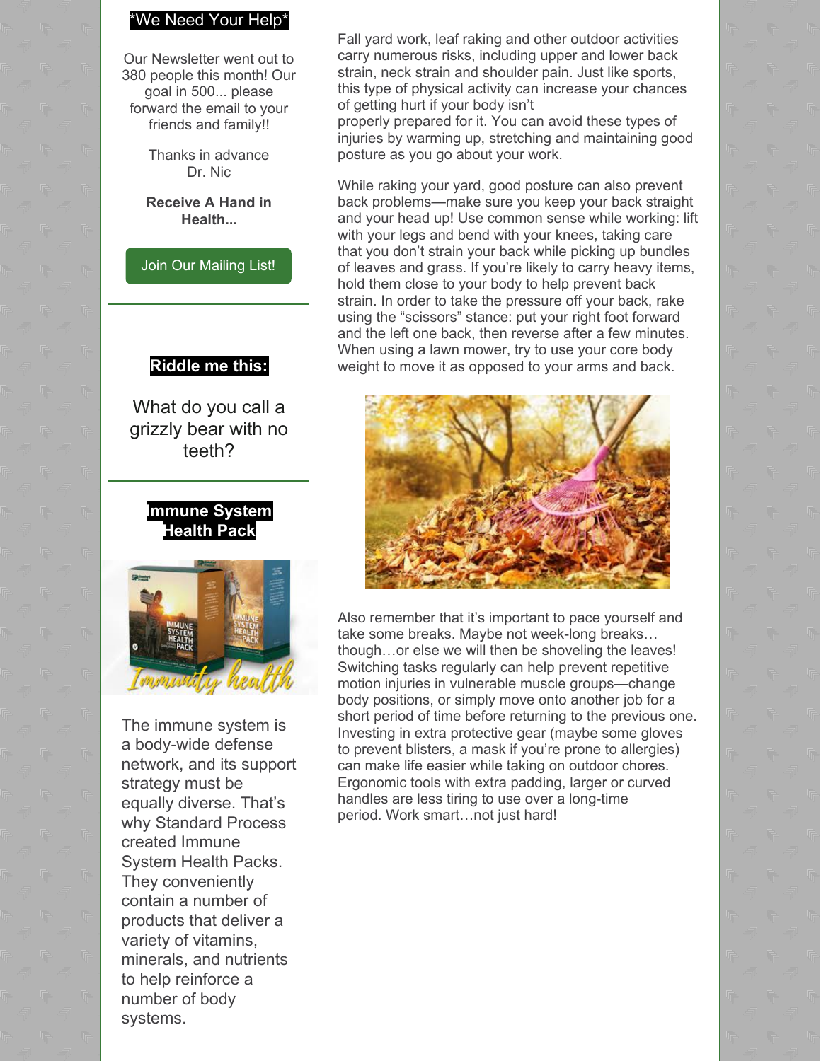## *We Need Your Help*

Our Newsletter went out to 380 people this month! Our goal in 500... please forward the email to your friends and family!!

Thanks in advance
Dr. Nic

**Receive A Hand in Health...**

Join Our Mailing List!

## Riddle me this:

What do you call a grizzly bear with no teeth?

## Immune System Health Pack

The immune system is a body-wide defense network, and its support strategy must be equally diverse. That's why Standard Process created Immune System Health Packs. They conveniently contain a number of products that deliver a variety of vitamins, minerals, and nutrients to help reinforce a number of body systems.

Fall yard work, leaf raking and other outdoor activities carry numerous risks, including upper and lower back strain, neck strain and shoulder pain. Just like sports, this type of physical activity can increase your chances of getting hurt if your body isn't properly prepared for it. You can avoid these types of injuries by warming up, stretching and maintaining good posture as you go about your work.

While raking your yard, good posture can also prevent back problems—make sure you keep your back straight and your head up! Use common sense while working: lift with your legs and bend with your knees, taking care that you don't strain your back while picking up bundles of leaves and grass. If you're likely to carry heavy items, hold them close to your body to help prevent back strain. In order to take the pressure off your back, rake using the "scissors" stance: put your right foot forward and the left one back, then reverse after a few minutes. When using a lawn mower, try to use your core body weight to move it as opposed to your arms and back.

Also remember that it's important to pace yourself and take some breaks. Maybe not week-long breaks…though…or else we will then be shoveling the leaves! Switching tasks regularly can help prevent repetitive motion injuries in vulnerable muscle groups—change body positions, or simply move onto another job for a short period of time before returning to the previous one. Investing in extra protective gear (maybe some gloves to prevent blisters, a mask if you're prone to allergies) can make life easier while taking on outdoor chores. Ergonomic tools with extra padding, larger or curved handles are less tiring to use over a long-time period. Work smart…not just hard!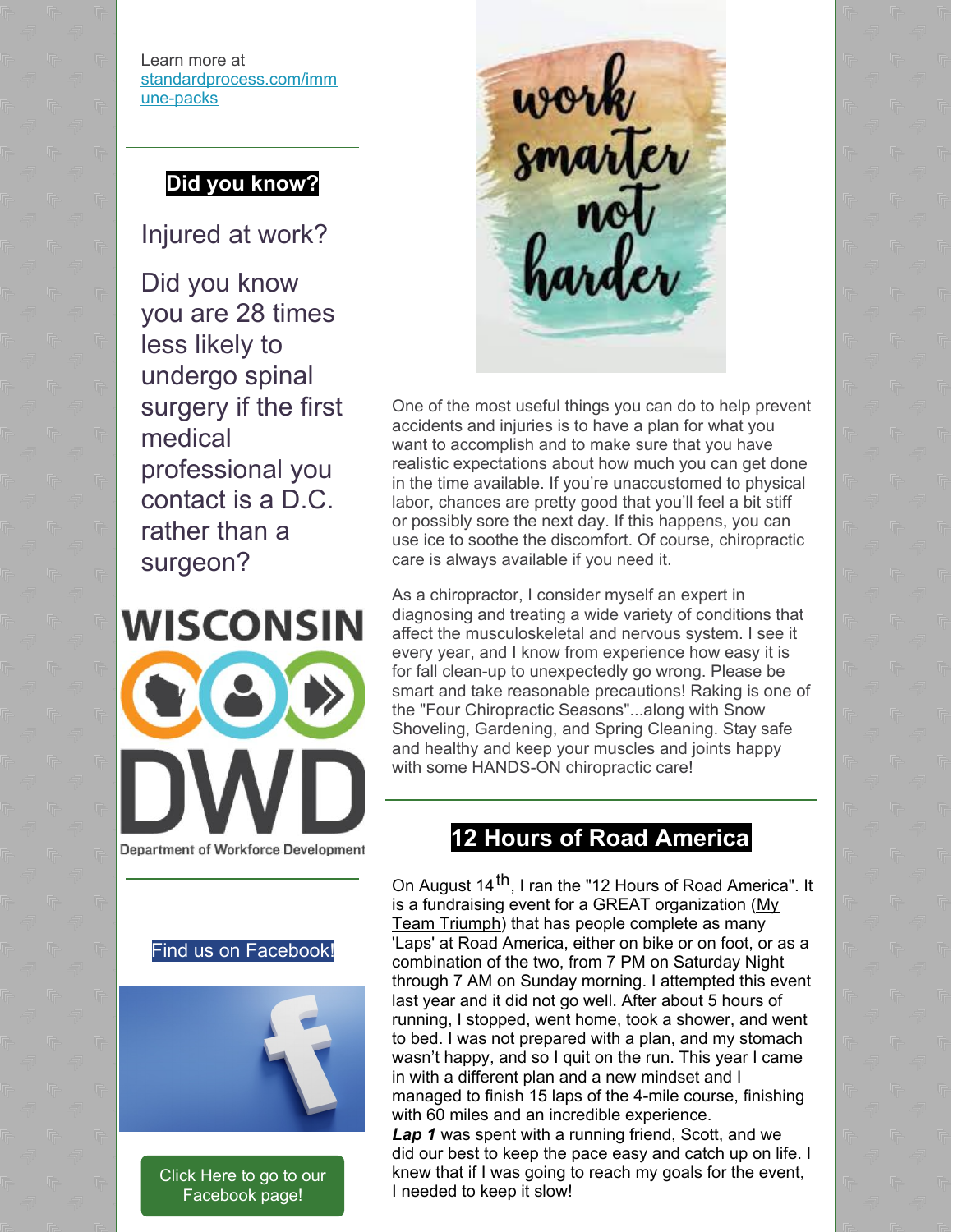Learn more at [standardprocess.com/immune-packs](standardprocess.com/immune-packs)

## Did you know?

Injured at work?

Did you know you are 28 times less likely to undergo spinal surgery if the first medical professional you contact is a D.C. rather than a surgeon?

Find us on Facebook!

Click Here to go to our Facebook page!

One of the most useful things you can do to help prevent accidents and injuries is to have a plan for what you want to accomplish and to make sure that you have realistic expectations about how much you can get done in the time available. If you're unaccustomed to physical labor, chances are pretty good that you'll feel a bit stiff or possibly sore the next day. If this happens, you can use ice to soothe the discomfort. Of course, chiropractic care is always available if you need it.

As a chiropractor, I consider myself an expert in diagnosing and treating a wide variety of conditions that affect the musculoskeletal and nervous system. I see it every year, and I know from experience how easy it is for fall clean-up to unexpectedly go wrong. Please be smart and take reasonable precautions! Raking is one of the "Four Chiropractic Seasons"...along with Snow Shoveling, Gardening, and Spring Cleaning. Stay safe and healthy and keep your muscles and joints happy with some HANDS-ON chiropractic care!

## 12 Hours of Road America

On August 14th, I ran the "12 Hours of Road America". It is a fundraising event for a GREAT organization (My Team Triumph) that has people complete as many 'Laps' at Road America, either on bike or on foot, or as a combination of the two, from 7 PM on Saturday Night through 7 AM on Sunday morning. I attempted this event last year and it did not go well. After about 5 hours of running, I stopped, went home, took a shower, and went to bed. I was not prepared with a plan, and my stomach wasn't happy, and so I quit on the run. This year I came in with a different plan and a new mindset and I managed to finish 15 laps of the 4-mile course, finishing with 60 miles and an incredible experience.

***Lap 1*** was spent with a running friend, Scott, and we did our best to keep the pace easy and catch up on life. I knew that if I was going to reach my goals for the event, I needed to keep it slow!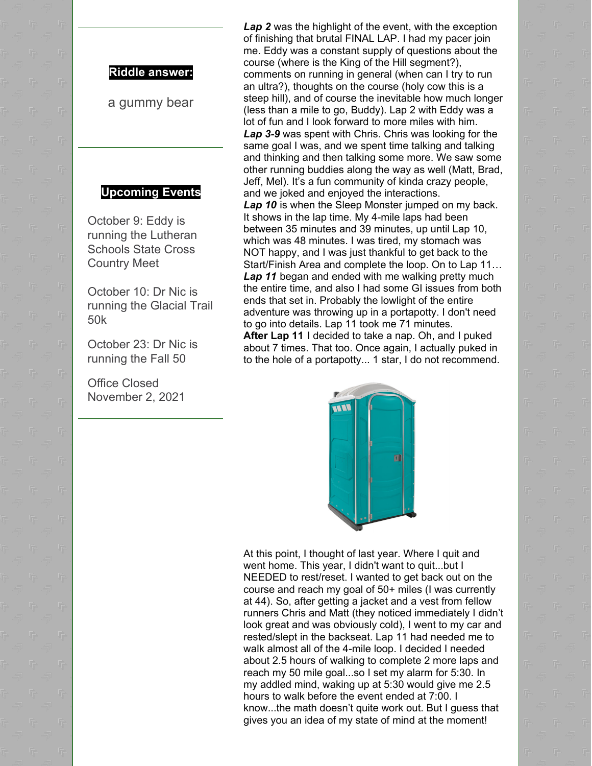**Riddle answer:**

a gummy bear

**Upcoming Events**

October 9: Eddy is running the Lutheran Schools State Cross Country Meet

October 10: Dr Nic is running the Glacial Trail 50k

October 23: Dr Nic is running the Fall 50

Office Closed November 2, 2021

***Lap 2*** was the highlight of the event, with the exception of finishing that brutal FINAL LAP. I had my pacer join me. Eddy was a constant supply of questions about the course (where is the King of the Hill segment?), comments on running in general (when can I try to run an ultra?), thoughts on the course (holy cow this is a steep hill), and of course the inevitable how much longer (less than a mile to go, Buddy). Lap 2 with Eddy was a lot of fun and I look forward to more miles with him.
***Lap 3-9*** was spent with Chris. Chris was looking for the same goal I was, and we spent time talking and talking and thinking and then talking some more. We saw some other running buddies along the way as well (Matt, Brad, Jeff, Mel). It's a fun community of kinda crazy people, and we joked and enjoyed the interactions.
***Lap 10*** is when the Sleep Monster jumped on my back. It shows in the lap time. My 4-mile laps had been between 35 minutes and 39 minutes, up until Lap 10, which was 48 minutes. I was tired, my stomach was NOT happy, and I was just thankful to get back to the Start/Finish Area and complete the loop. On to Lap 11…
***Lap 11*** began and ended with me walking pretty much the entire time, and also I had some GI issues from both ends that set in. Probably the lowlight of the entire adventure was throwing up in a portapotty. I don't need to go into details. Lap 11 took me 71 minutes.
**After Lap 11** I decided to take a nap. Oh, and I puked about 7 times. That too. Once again, I actually puked in to the hole of a portapotty... 1 star, I do not recommend.

At this point, I thought of last year. Where I quit and went home. This year, I didn't want to quit...but I NEEDED to rest/reset. I wanted to get back out on the course and reach my goal of 50+ miles (I was currently at 44). So, after getting a jacket and a vest from fellow runners Chris and Matt (they noticed immediately I didn't look great and was obviously cold), I went to my car and rested/slept in the backseat. Lap 11 had needed me to walk almost all of the 4-mile loop. I decided I needed about 2.5 hours of walking to complete 2 more laps and reach my 50 mile goal...so I set my alarm for 5:30. In my addled mind, waking up at 5:30 would give me 2.5 hours to walk before the event ended at 7:00. I know...the math doesn't quite work out. But I guess that gives you an idea of my state of mind at the moment!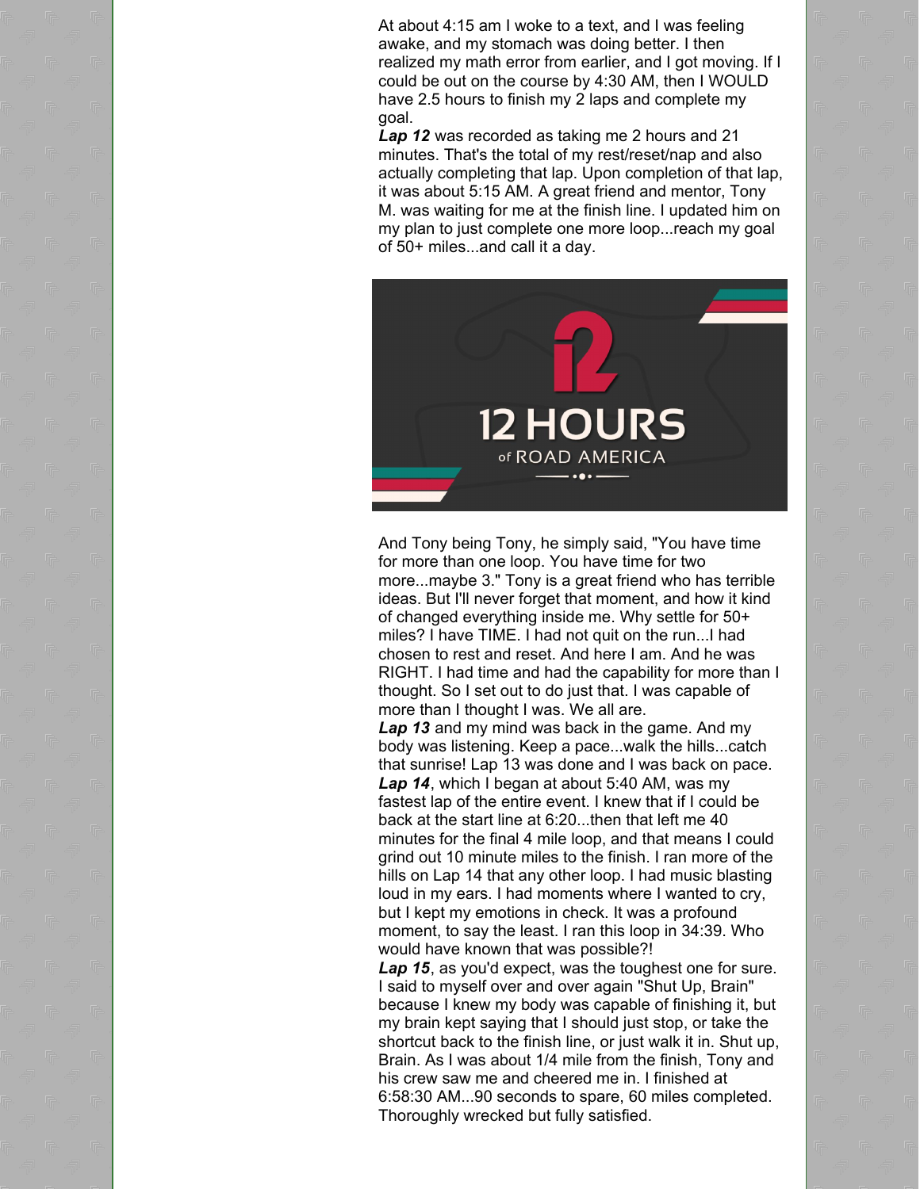At about 4:15 am I woke to a text, and I was feeling awake, and my stomach was doing better. I then realized my math error from earlier, and I got moving. If I could be out on the course by 4:30 AM, then I WOULD have 2.5 hours to finish my 2 laps and complete my goal.

***Lap 12*** was recorded as taking me 2 hours and 21 minutes. That's the total of my rest/reset/nap and also actually completing that lap. Upon completion of that lap, it was about 5:15 AM. A great friend and mentor, Tony M. was waiting for me at the finish line. I updated him on my plan to just complete one more loop...reach my goal of 50+ miles...and call it a day.

And Tony being Tony, he simply said, "You have time for more than one loop. You have time for two more...maybe 3." Tony is a great friend who has terrible ideas. But I'll never forget that moment, and how it kind of changed everything inside me. Why settle for 50+ miles? I have TIME. I had not quit on the run...I had chosen to rest and reset. And here I am. And he was RIGHT. I had time and had the capability for more than I thought. So I set out to do just that. I was capable of more than I thought I was. We all are.

***Lap 13*** and my mind was back in the game. And my body was listening. Keep a pace...walk the hills...catch that sunrise! Lap 13 was done and I was back on pace.

***Lap 14***, which I began at about 5:40 AM, was my fastest lap of the entire event. I knew that if I could be back at the start line at 6:20...then that left me 40 minutes for the final 4 mile loop, and that means I could grind out 10 minute miles to the finish. I ran more of the hills on Lap 14 that any other loop. I had music blasting loud in my ears. I had moments where I wanted to cry, but I kept my emotions in check. It was a profound moment, to say the least. I ran this loop in 34:39. Who would have known that was possible?!

***Lap 15***, as you'd expect, was the toughest one for sure. I said to myself over and over again "Shut Up, Brain" because I knew my body was capable of finishing it, but my brain kept saying that I should just stop, or take the shortcut back to the finish line, or just walk it in. Shut up, Brain. As I was about 1/4 mile from the finish, Tony and his crew saw me and cheered me in. I finished at 6:58:30 AM...90 seconds to spare, 60 miles completed. Thoroughly wrecked but fully satisfied.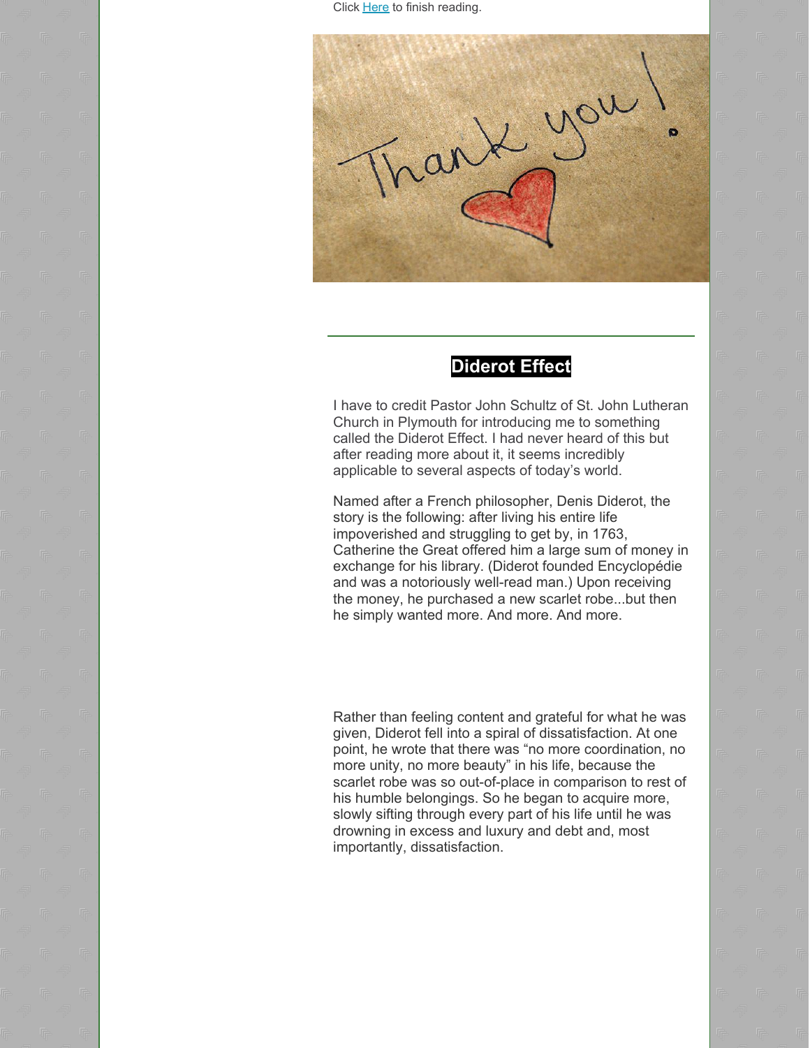Click Here to finish reading.

## Diderot Effect

I have to credit Pastor John Schultz of St. John Lutheran Church in Plymouth for introducing me to something called the Diderot Effect. I had never heard of this but after reading more about it, it seems incredibly applicable to several aspects of today's world.

Named after a French philosopher, Denis Diderot, the story is the following: after living his entire life impoverished and struggling to get by, in 1763, Catherine the Great offered him a large sum of money in exchange for his library. (Diderot founded Encyclopédie and was a notoriously well-read man.) Upon receiving the money, he purchased a new scarlet robe...but then he simply wanted more. And more. And more.

Rather than feeling content and grateful for what he was given, Diderot fell into a spiral of dissatisfaction. At one point, he wrote that there was "no more coordination, no more unity, no more beauty" in his life, because the scarlet robe was so out-of-place in comparison to rest of his humble belongings. So he began to acquire more, slowly sifting through every part of his life until he was drowning in excess and luxury and debt and, most importantly, dissatisfaction.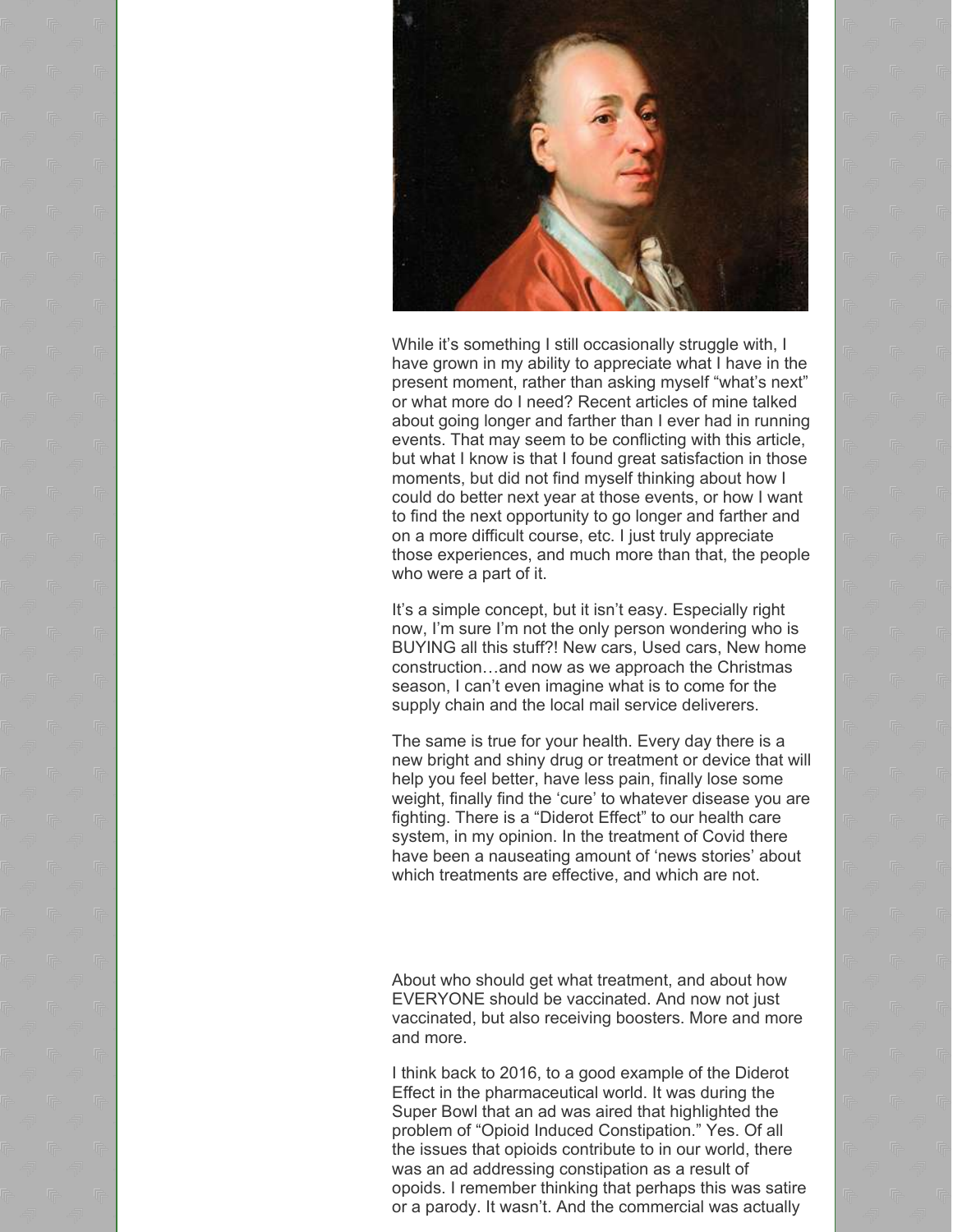While it's something I still occasionally struggle with, I have grown in my ability to appreciate what I have in the present moment, rather than asking myself "what's next" or what more do I need? Recent articles of mine talked about going longer and farther than I ever had in running events. That may seem to be conflicting with this article, but what I know is that I found great satisfaction in those moments, but did not find myself thinking about how I could do better next year at those events, or how I want to find the next opportunity to go longer and farther and on a more difficult course, etc. I just truly appreciate those experiences, and much more than that, the people who were a part of it.

It's a simple concept, but it isn't easy. Especially right now, I'm sure I'm not the only person wondering who is BUYING all this stuff?! New cars, Used cars, New home construction…and now as we approach the Christmas season, I can't even imagine what is to come for the supply chain and the local mail service deliverers.

The same is true for your health. Every day there is a new bright and shiny drug or treatment or device that will help you feel better, have less pain, finally lose some weight, finally find the 'cure' to whatever disease you are fighting. There is a "Diderot Effect" to our health care system, in my opinion. In the treatment of Covid there have been a nauseating amount of 'news stories' about which treatments are effective, and which are not.

About who should get what treatment, and about how EVERYONE should be vaccinated. And now not just vaccinated, but also receiving boosters. More and more and more.

I think back to 2016, to a good example of the Diderot Effect in the pharmaceutical world. It was during the Super Bowl that an ad was aired that highlighted the problem of "Opioid Induced Constipation." Yes. Of all the issues that opioids contribute to in our world, there was an ad addressing constipation as a result of opoids. I remember thinking that perhaps this was satire or a parody. It wasn't. And the commercial was actually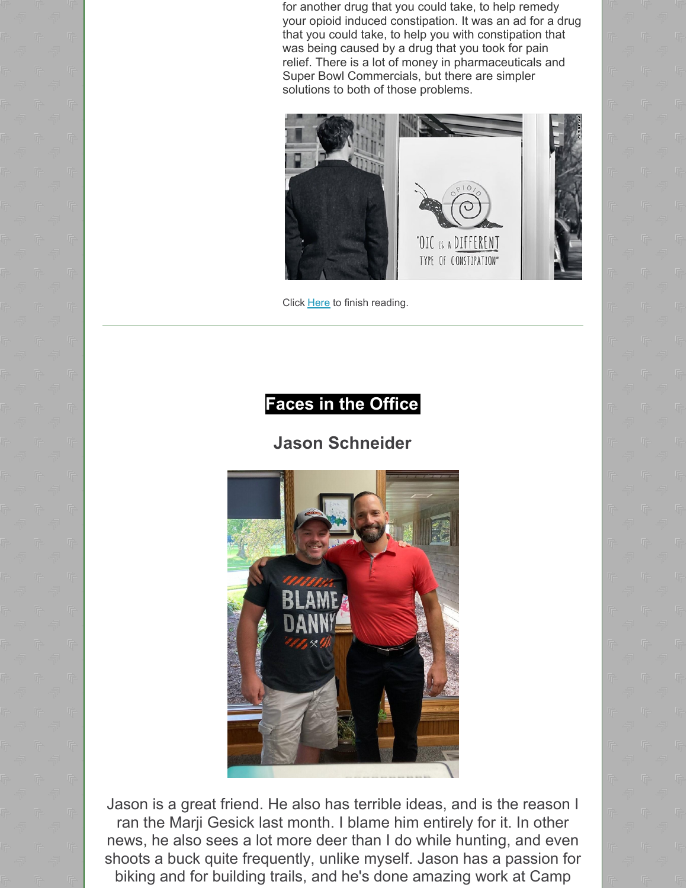for another drug that you could take, to help remedy your opioid induced constipation. It was an ad for a drug that you could take, to help you with constipation that was being caused by a drug that you took for pain relief. There is a lot of money in pharmaceuticals and Super Bowl Commercials, but there are simpler solutions to both of those problems.

Click Here to finish reading.

---

## Faces in the Office

### Jason Schneider

Jason is a great friend. He also has terrible ideas, and is the reason I ran the Marji Gesick last month. I blame him entirely for it. In other news, he also sees a lot more deer than I do while hunting, and even shoots a buck quite frequently, unlike myself. Jason has a passion for biking and for building trails, and he's done amazing work at Camp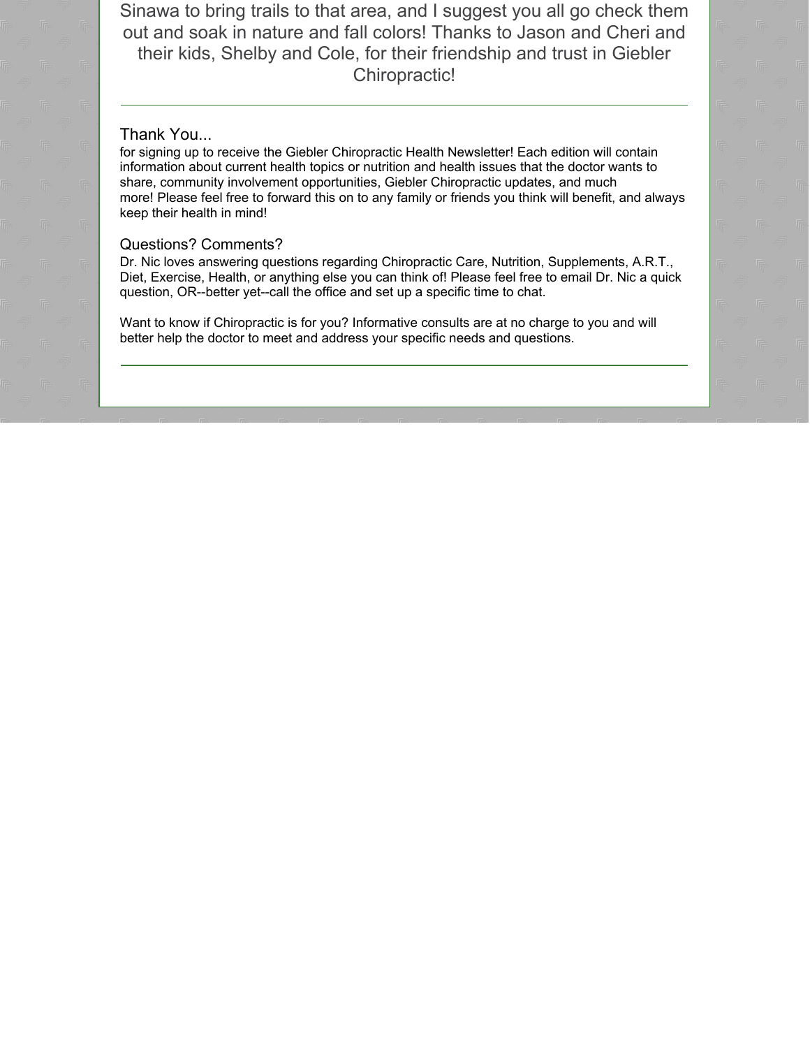Sinawa to bring trails to that area, and I suggest you all go check them out and soak in nature and fall colors! Thanks to Jason and Cheri and their kids, Shelby and Cole, for their friendship and trust in Giebler Chiropractic!

---

### Thank You...

for signing up to receive the Giebler Chiropractic Health Newsletter! Each edition will contain information about current health topics or nutrition and health issues that the doctor wants to share, community involvement opportunities, Giebler Chiropractic updates, and much more! Please feel free to forward this on to any family or friends you think will benefit, and always keep their health in mind!

### Questions? Comments?

Dr. Nic loves answering questions regarding Chiropractic Care, Nutrition, Supplements, A.R.T., Diet, Exercise, Health, or anything else you can think of! Please feel free to email Dr. Nic a quick question, OR--better yet--call the office and set up a specific time to chat.

Want to know if Chiropractic is for you? Informative consults are at no charge to you and will better help the doctor to meet and address your specific needs and questions.

---